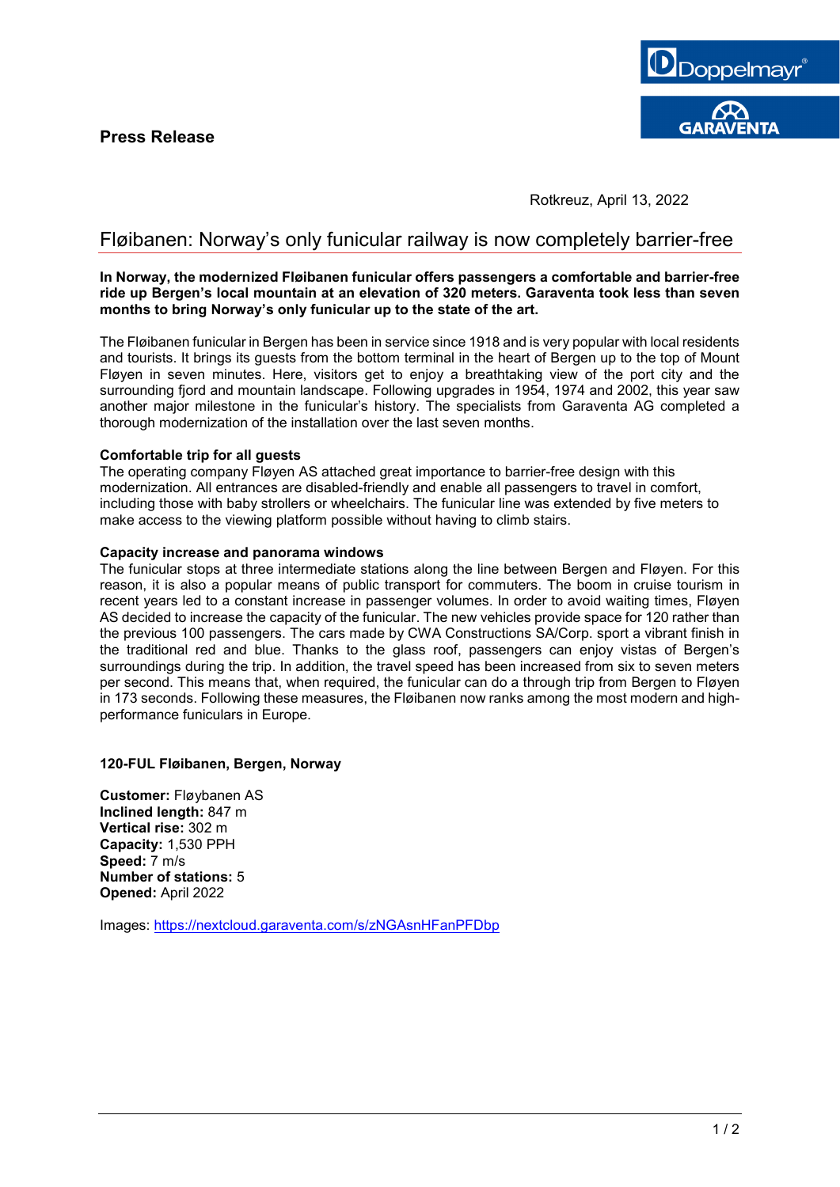**Press Release**

Rotkreuz, April 13, 2022

# Fløibanen: Norway's only funicular railway is now completely barrier-free

**In Norway, the modernized Fløibanen funicular offers passengers a comfortable and barrier-free ride up Bergen's local mountain at an elevation of 320 meters. Garaventa took less than seven months to bring Norway's only funicular up to the state of the art.**

The Fløibanen funicular in Bergen has been in service since 1918 and is very popular with local residents and tourists. It brings its guests from the bottom terminal in the heart of Bergen up to the top of Mount Fløyen in seven minutes. Here, visitors get to enjoy a breathtaking view of the port city and the surrounding fjord and mountain landscape. Following upgrades in 1954, 1974 and 2002, this year saw another major milestone in the funicular's history. The specialists from Garaventa AG completed a thorough modernization of the installation over the last seven months.

**Comfortable trip for all guests**

The operating company Fløyen AS attached great importance to barrier-free design with this modernization. All entrances are disabled-friendly and enable all passengers to travel in comfort, including those with baby strollers or wheelchairs. The funicular line was extended by five meters to make access to the viewing platform possible without having to climb stairs.

**Capacity increase and panorama windows**

The funicular stops at three intermediate stations along the line between Bergen and Fløyen. For this reason, it is also a popular means of public transport for commuters. The boom in cruise tourism in recent years led to a constant increase in passenger volumes. In order to avoid waiting times, Fløyen AS decided to increase the capacity of the funicular. The new vehicles provide space for 120 rather than the previous 100 passengers. The cars made by CWA Constructions SA/Corp. sport a vibrant finish in the traditional red and blue. Thanks to the glass roof, passengers can enjoy vistas of Bergen's surroundings during the trip. In addition, the travel speed has been increased from six to seven meters per second. This means that, when required, the funicular can do a through trip from Bergen to Fløyen in 173 seconds. Following these measures, the Fløibanen now ranks among the most modern and high-performance funiculars in Europe.

**120-FUL Fløibanen, Bergen, Norway**

**Customer:** Fløybanen AS
**Inclined length:** 847 m
**Vertical rise:** 302 m
**Capacity:** 1,530 PPH
**Speed:** 7 m/s
**Number of stations:** 5
**Opened:** April 2022

Images: https://nextcloud.garaventa.com/s/zNGAsnHFanPFDbp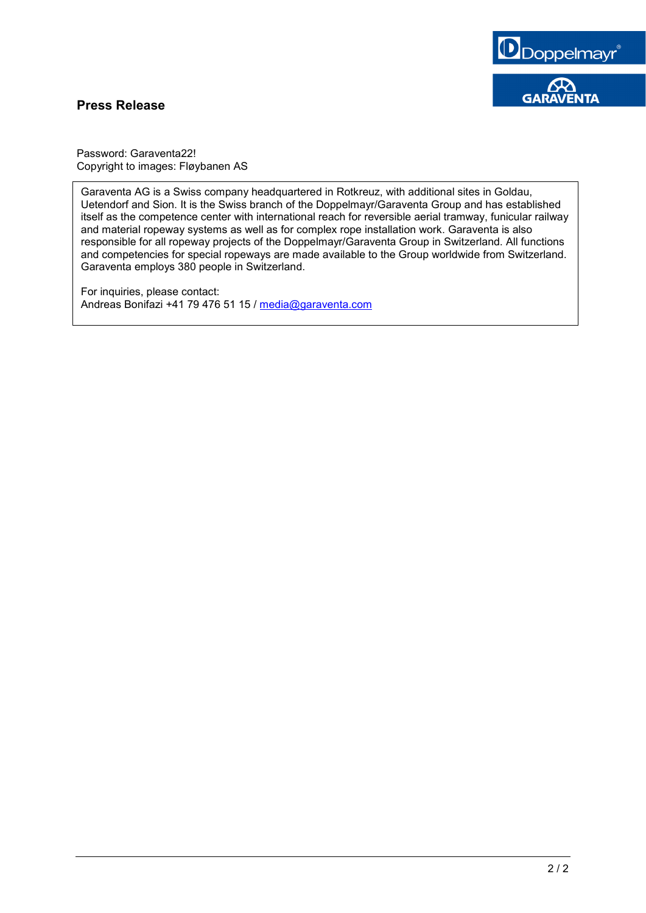**Press Release**

Password: Garaventa22!
Copyright to images: Fløybanen AS

Garaventa AG is a Swiss company headquartered in Rotkreuz, with additional sites in Goldau, Uetendorf and Sion. It is the Swiss branch of the Doppelmayr/Garaventa Group and has established itself as the competence center with international reach for reversible aerial tramway, funicular railway and material ropeway systems as well as for complex rope installation work. Garaventa is also responsible for all ropeway projects of the Doppelmayr/Garaventa Group in Switzerland. All functions and competencies for special ropeways are made available to the Group worldwide from Switzerland. Garaventa employs 380 people in Switzerland.

For inquiries, please contact:
Andreas Bonifazi +41 79 476 51 15 / media@garaventa.com